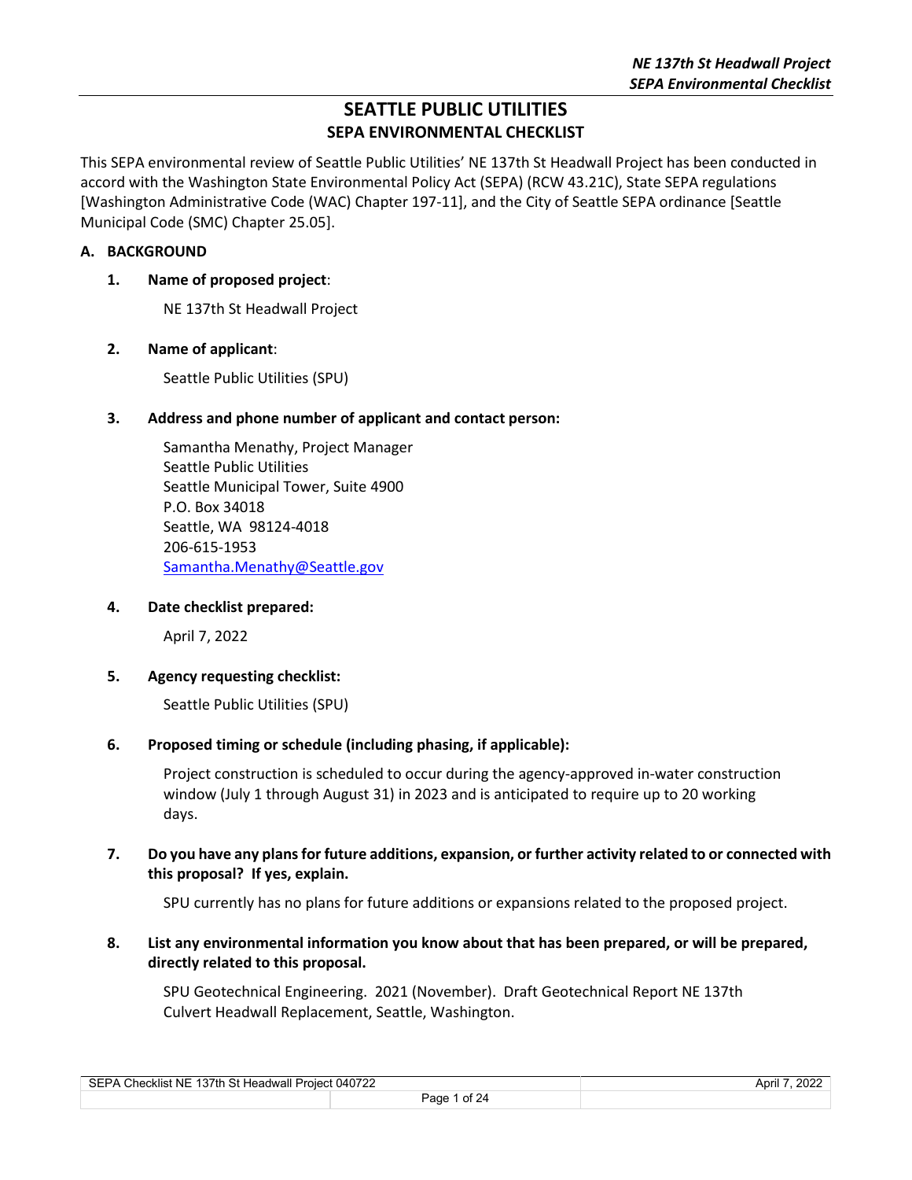# SEATTLE PUBLIC UTILITIES
## SEPA ENVIRONMENTAL CHECKLIST

This SEPA environmental review of Seattle Public Utilities' NE 137th St Headwall Project has been conducted in accord with the Washington State Environmental Policy Act (SEPA) (RCW 43.21C), State SEPA regulations [Washington Administrative Code (WAC) Chapter 197-11], and the City of Seattle SEPA ordinance [Seattle Municipal Code (SMC) Chapter 25.05].

### A. BACKGROUND

**1. Name of proposed project**:

NE 137th St Headwall Project

**2. Name of applicant**:

Seattle Public Utilities (SPU)

**3. Address and phone number of applicant and contact person:**

Samantha Menathy, Project Manager
Seattle Public Utilities
Seattle Municipal Tower, Suite 4900
P.O. Box 34018
Seattle, WA 98124-4018
206-615-1953
Samantha.Menathy@Seattle.gov

**4. Date checklist prepared:**

April 7, 2022

**5. Agency requesting checklist:**

Seattle Public Utilities (SPU)

**6. Proposed timing or schedule (including phasing, if applicable):**

Project construction is scheduled to occur during the agency-approved in-water construction window (July 1 through August 31) in 2023 and is anticipated to require up to 20 working days.

**7. Do you have any plans for future additions, expansion, or further activity related to or connected with this proposal? If yes, explain.**

SPU currently has no plans for future additions or expansions related to the proposed project.

**8. List any environmental information you know about that has been prepared, or will be prepared, directly related to this proposal.**

SPU Geotechnical Engineering. 2021 (November). Draft Geotechnical Report NE 137th Culvert Headwall Replacement, Seattle, Washington.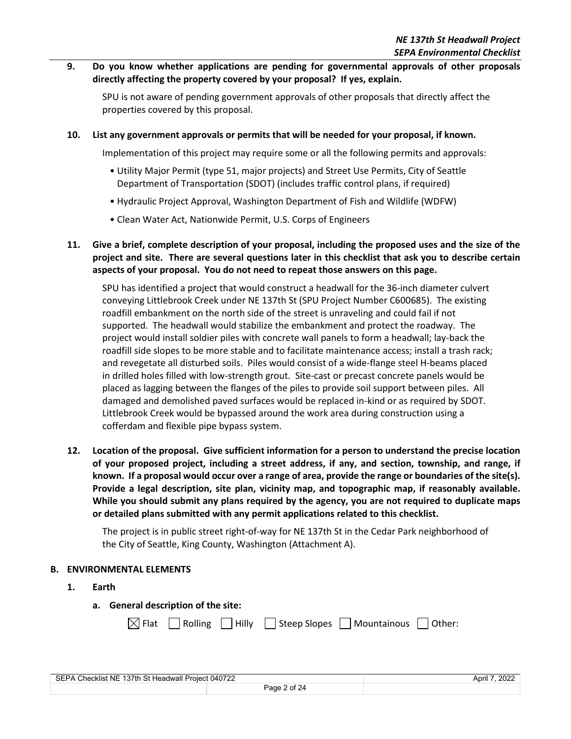**9. Do you know whether applications are pending for governmental approvals of other proposals directly affecting the property covered by your proposal? If yes, explain.**

SPU is not aware of pending government approvals of other proposals that directly affect the properties covered by this proposal.

**10. List any government approvals or permits that will be needed for your proposal, if known.**

Implementation of this project may require some or all the following permits and approvals:

- Utility Major Permit (type 51, major projects) and Street Use Permits, City of Seattle Department of Transportation (SDOT) (includes traffic control plans, if required)
- Hydraulic Project Approval, Washington Department of Fish and Wildlife (WDFW)
- Clean Water Act, Nationwide Permit, U.S. Corps of Engineers

**11. Give a brief, complete description of your proposal, including the proposed uses and the size of the project and site. There are several questions later in this checklist that ask you to describe certain aspects of your proposal. You do not need to repeat those answers on this page.**

SPU has identified a project that would construct a headwall for the 36-inch diameter culvert conveying Littlebrook Creek under NE 137th St (SPU Project Number C600685). The existing roadfill embankment on the north side of the street is unraveling and could fail if not supported. The headwall would stabilize the embankment and protect the roadway. The project would install soldier piles with concrete wall panels to form a headwall; lay-back the roadfill side slopes to be more stable and to facilitate maintenance access; install a trash rack; and revegetate all disturbed soils. Piles would consist of a wide-flange steel H-beams placed in drilled holes filled with low-strength grout. Site-cast or precast concrete panels would be placed as lagging between the flanges of the piles to provide soil support between piles. All damaged and demolished paved surfaces would be replaced in-kind or as required by SDOT. Littlebrook Creek would be bypassed around the work area during construction using a cofferdam and flexible pipe bypass system.

**12. Location of the proposal. Give sufficient information for a person to understand the precise location of your proposed project, including a street address, if any, and section, township, and range, if known. If a proposal would occur over a range of area, provide the range or boundaries of the site(s). Provide a legal description, site plan, vicinity map, and topographic map, if reasonably available. While you should submit any plans required by the agency, you are not required to duplicate maps or detailed plans submitted with any permit applications related to this checklist.**

The project is in public street right-of-way for NE 137th St in the Cedar Park neighborhood of the City of Seattle, King County, Washington (Attachment A).

## B. ENVIRONMENTAL ELEMENTS

### 1. Earth

**a. General description of the site:**

☒ Flat ☐ Rolling ☐ Hilly ☐ Steep Slopes ☐ Mountainous ☐ Other: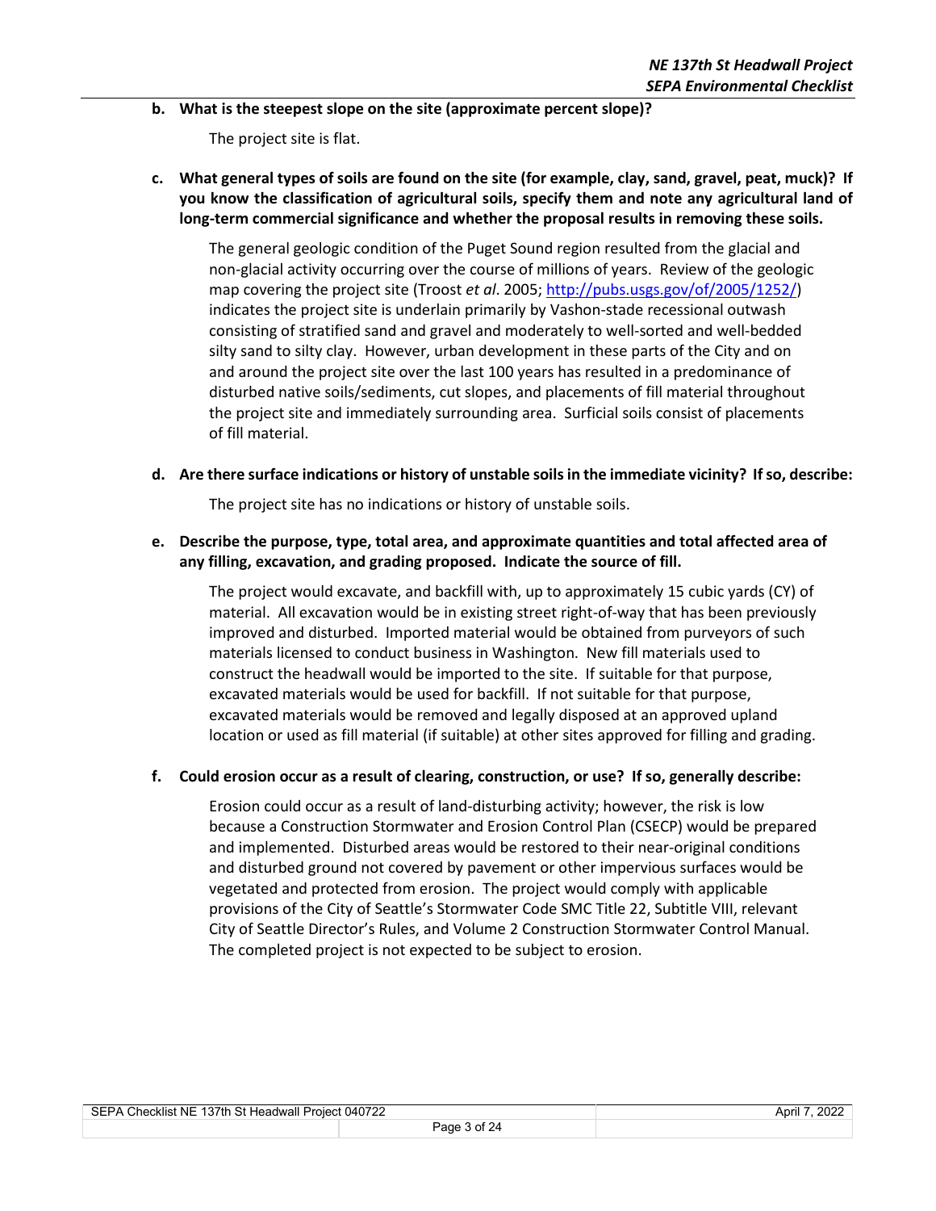**b. What is the steepest slope on the site (approximate percent slope)?**

The project site is flat.

**c. What general types of soils are found on the site (for example, clay, sand, gravel, peat, muck)? If you know the classification of agricultural soils, specify them and note any agricultural land of long-term commercial significance and whether the proposal results in removing these soils.**

The general geologic condition of the Puget Sound region resulted from the glacial and non-glacial activity occurring over the course of millions of years. Review of the geologic map covering the project site (Troost *et al*. 2005; [http://pubs.usgs.gov/of/2005/1252/](http://pubs.usgs.gov/of/2005/1252/)) indicates the project site is underlain primarily by Vashon-stade recessional outwash consisting of stratified sand and gravel and moderately to well-sorted and well-bedded silty sand to silty clay. However, urban development in these parts of the City and on and around the project site over the last 100 years has resulted in a predominance of disturbed native soils/sediments, cut slopes, and placements of fill material throughout the project site and immediately surrounding area. Surficial soils consist of placements of fill material.

**d. Are there surface indications or history of unstable soils in the immediate vicinity? If so, describe:**

The project site has no indications or history of unstable soils.

**e. Describe the purpose, type, total area, and approximate quantities and total affected area of any filling, excavation, and grading proposed. Indicate the source of fill.**

The project would excavate, and backfill with, up to approximately 15 cubic yards (CY) of material. All excavation would be in existing street right-of-way that has been previously improved and disturbed. Imported material would be obtained from purveyors of such materials licensed to conduct business in Washington. New fill materials used to construct the headwall would be imported to the site. If suitable for that purpose, excavated materials would be used for backfill. If not suitable for that purpose, excavated materials would be removed and legally disposed at an approved upland location or used as fill material (if suitable) at other sites approved for filling and grading.

**f. Could erosion occur as a result of clearing, construction, or use? If so, generally describe:**

Erosion could occur as a result of land-disturbing activity; however, the risk is low because a Construction Stormwater and Erosion Control Plan (CSECP) would be prepared and implemented. Disturbed areas would be restored to their near-original conditions and disturbed ground not covered by pavement or other impervious surfaces would be vegetated and protected from erosion. The project would comply with applicable provisions of the City of Seattle's Stormwater Code SMC Title 22, Subtitle VIII, relevant City of Seattle Director's Rules, and Volume 2 Construction Stormwater Control Manual. The completed project is not expected to be subject to erosion.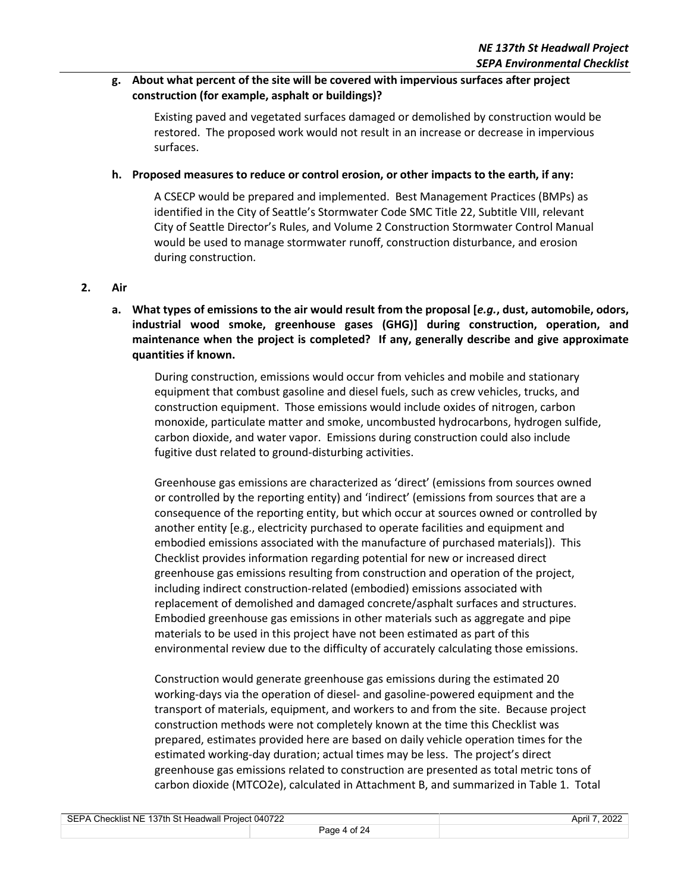**g. About what percent of the site will be covered with impervious surfaces after project construction (for example, asphalt or buildings)?**

Existing paved and vegetated surfaces damaged or demolished by construction would be restored. The proposed work would not result in an increase or decrease in impervious surfaces.

**h. Proposed measures to reduce or control erosion, or other impacts to the earth, if any:**

A CSECP would be prepared and implemented. Best Management Practices (BMPs) as identified in the City of Seattle's Stormwater Code SMC Title 22, Subtitle VIII, relevant City of Seattle Director's Rules, and Volume 2 Construction Stormwater Control Manual would be used to manage stormwater runoff, construction disturbance, and erosion during construction.

## 2. Air

**a. What types of emissions to the air would result from the proposal [*e.g.*, dust, automobile, odors, industrial wood smoke, greenhouse gases (GHG)] during construction, operation, and maintenance when the project is completed? If any, generally describe and give approximate quantities if known.**

During construction, emissions would occur from vehicles and mobile and stationary equipment that combust gasoline and diesel fuels, such as crew vehicles, trucks, and construction equipment. Those emissions would include oxides of nitrogen, carbon monoxide, particulate matter and smoke, uncombusted hydrocarbons, hydrogen sulfide, carbon dioxide, and water vapor. Emissions during construction could also include fugitive dust related to ground-disturbing activities.

Greenhouse gas emissions are characterized as 'direct' (emissions from sources owned or controlled by the reporting entity) and 'indirect' (emissions from sources that are a consequence of the reporting entity, but which occur at sources owned or controlled by another entity [e.g., electricity purchased to operate facilities and equipment and embodied emissions associated with the manufacture of purchased materials]). This Checklist provides information regarding potential for new or increased direct greenhouse gas emissions resulting from construction and operation of the project, including indirect construction-related (embodied) emissions associated with replacement of demolished and damaged concrete/asphalt surfaces and structures. Embodied greenhouse gas emissions in other materials such as aggregate and pipe materials to be used in this project have not been estimated as part of this environmental review due to the difficulty of accurately calculating those emissions.

Construction would generate greenhouse gas emissions during the estimated 20 working-days via the operation of diesel- and gasoline-powered equipment and the transport of materials, equipment, and workers to and from the site. Because project construction methods were not completely known at the time this Checklist was prepared, estimates provided here are based on daily vehicle operation times for the estimated working-day duration; actual times may be less. The project's direct greenhouse gas emissions related to construction are presented as total metric tons of carbon dioxide (MTCO2e), calculated in Attachment B, and summarized in Table 1. Total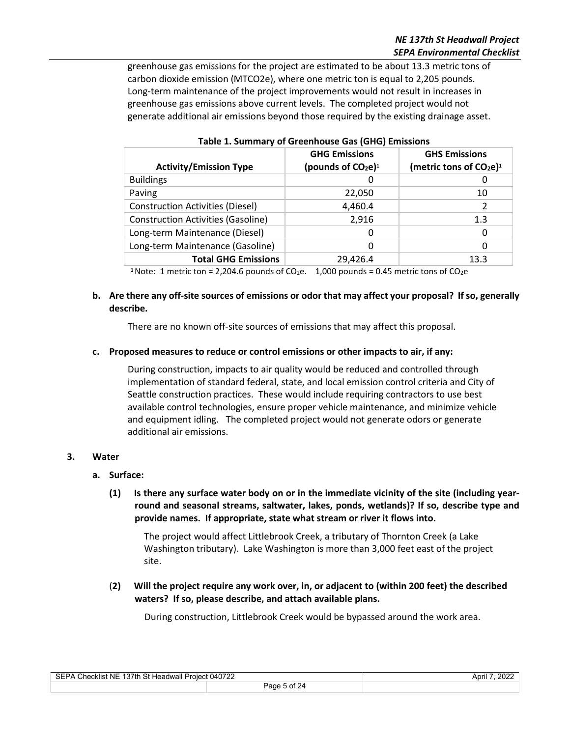greenhouse gas emissions for the project are estimated to be about 13.3 metric tons of carbon dioxide emission (MTCO2e), where one metric ton is equal to 2,205 pounds. Long-term maintenance of the project improvements would not result in increases in greenhouse gas emissions above current levels. The completed project would not generate additional air emissions beyond those required by the existing drainage asset.

**Table 1. Summary of Greenhouse Gas (GHG) Emissions**

| Activity/Emission Type | GHG Emissions (pounds of $CO_2e$)[1] | GHS Emissions (metric tons of $CO_2e$)[1] |
|---|---|---|
| Buildings | 0 | 0 |
| Paving | 22,050 | 10 |
| Construction Activities (Diesel) | 4,460.4 | 2 |
| Construction Activities (Gasoline) | 2,916 | 1.3 |
| Long-term Maintenance (Diesel) | 0 | 0 |
| Long-term Maintenance (Gasoline) | 0 | 0 |
| **Total GHG Emissions** | 29,426.4 | 13.3 |

[1] Note: 1 metric ton = 2,204.6 pounds of $CO_2e$. 1,000 pounds = 0.45 metric tons of $CO_2e$

**b. Are there any off-site sources of emissions or odor that may affect your proposal? If so, generally describe.**

There are no known off-site sources of emissions that may affect this proposal.

**c. Proposed measures to reduce or control emissions or other impacts to air, if any:**

During construction, impacts to air quality would be reduced and controlled through implementation of standard federal, state, and local emission control criteria and City of Seattle construction practices. These would include requiring contractors to use best available control technologies, ensure proper vehicle maintenance, and minimize vehicle and equipment idling. The completed project would not generate odors or generate additional air emissions.

### 3. Water

**a. Surface:**

**(1) Is there any surface water body on or in the immediate vicinity of the site (including year-round and seasonal streams, saltwater, lakes, ponds, wetlands)? If so, describe type and provide names. If appropriate, state what stream or river it flows into.**

The project would affect Littlebrook Creek, a tributary of Thornton Creek (a Lake Washington tributary). Lake Washington is more than 3,000 feet east of the project site.

**(2) Will the project require any work over, in, or adjacent to (within 200 feet) the described waters? If so, please describe, and attach available plans.**

During construction, Littlebrook Creek would be bypassed around the work area.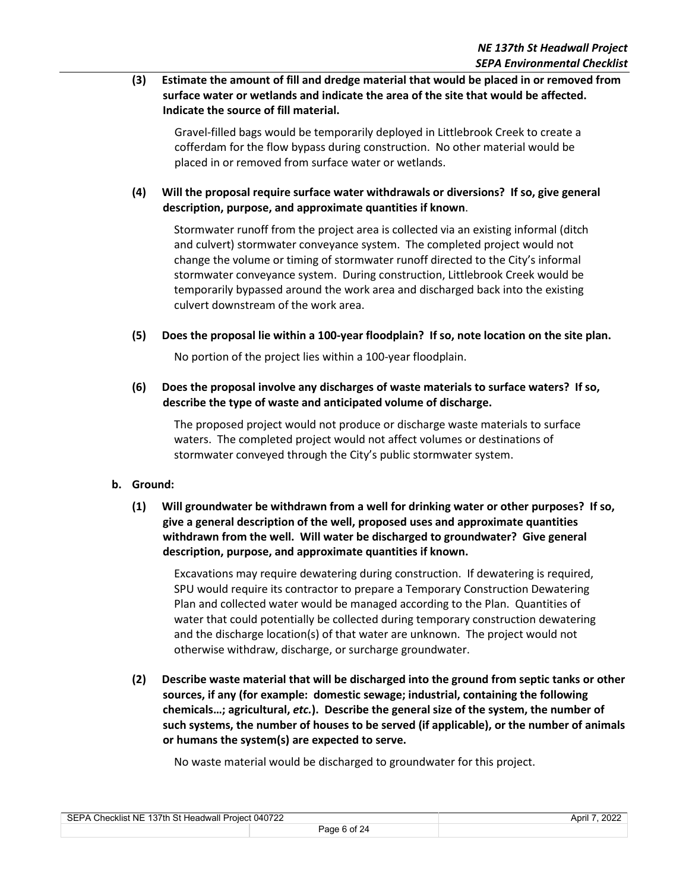**(3) Estimate the amount of fill and dredge material that would be placed in or removed from surface water or wetlands and indicate the area of the site that would be affected. Indicate the source of fill material.**

Gravel-filled bags would be temporarily deployed in Littlebrook Creek to create a cofferdam for the flow bypass during construction. No other material would be placed in or removed from surface water or wetlands.

**(4) Will the proposal require surface water withdrawals or diversions? If so, give general description, purpose, and approximate quantities if known.**

Stormwater runoff from the project area is collected via an existing informal (ditch and culvert) stormwater conveyance system. The completed project would not change the volume or timing of stormwater runoff directed to the City's informal stormwater conveyance system. During construction, Littlebrook Creek would be temporarily bypassed around the work area and discharged back into the existing culvert downstream of the work area.

**(5) Does the proposal lie within a 100-year floodplain? If so, note location on the site plan.**

No portion of the project lies within a 100-year floodplain.

**(6) Does the proposal involve any discharges of waste materials to surface waters? If so, describe the type of waste and anticipated volume of discharge.**

The proposed project would not produce or discharge waste materials to surface waters. The completed project would not affect volumes or destinations of stormwater conveyed through the City's public stormwater system.

**b. Ground:**

**(1) Will groundwater be withdrawn from a well for drinking water or other purposes? If so, give a general description of the well, proposed uses and approximate quantities withdrawn from the well. Will water be discharged to groundwater? Give general description, purpose, and approximate quantities if known.**

Excavations may require dewatering during construction. If dewatering is required, SPU would require its contractor to prepare a Temporary Construction Dewatering Plan and collected water would be managed according to the Plan. Quantities of water that could potentially be collected during temporary construction dewatering and the discharge location(s) of that water are unknown. The project would not otherwise withdraw, discharge, or surcharge groundwater.

**(2) Describe waste material that will be discharged into the ground from septic tanks or other sources, if any (for example: domestic sewage; industrial, containing the following chemicals…; agricultural, *etc.*). Describe the general size of the system, the number of such systems, the number of houses to be served (if applicable), or the number of animals or humans the system(s) are expected to serve.**

No waste material would be discharged to groundwater for this project.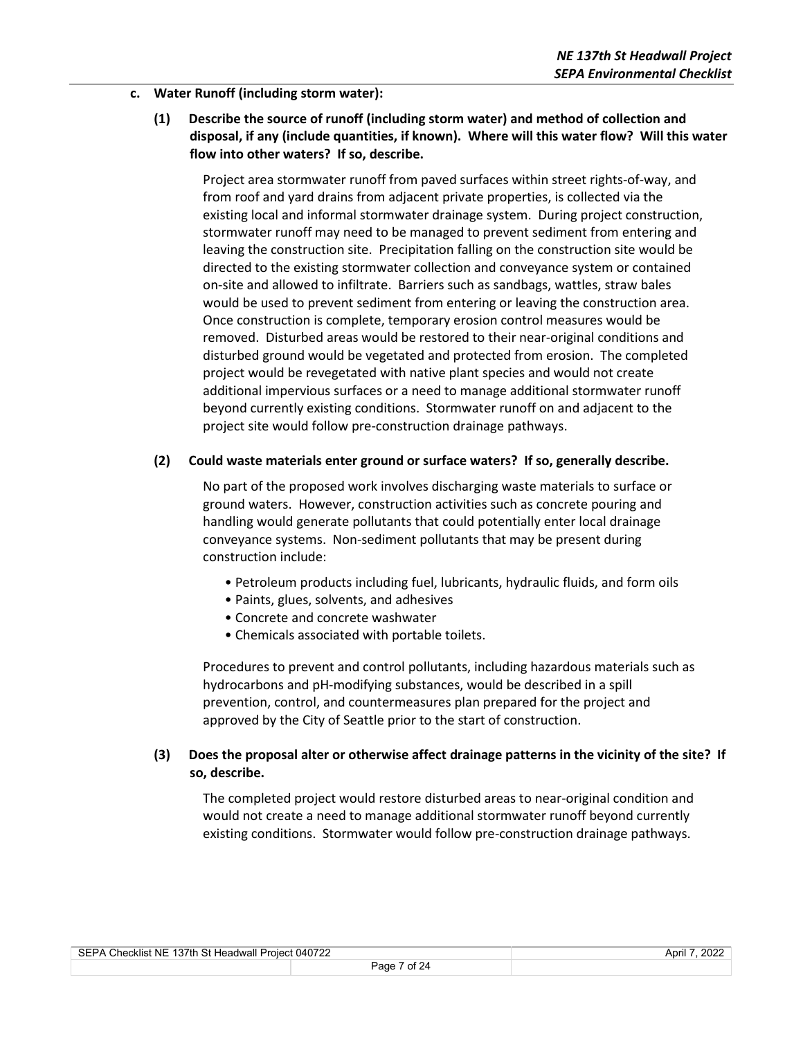### c. Water Runoff (including storm water):

**(1) Describe the source of runoff (including storm water) and method of collection and disposal, if any (include quantities, if known). Where will this water flow? Will this water flow into other waters? If so, describe.**

Project area stormwater runoff from paved surfaces within street rights-of-way, and from roof and yard drains from adjacent private properties, is collected via the existing local and informal stormwater drainage system. During project construction, stormwater runoff may need to be managed to prevent sediment from entering and leaving the construction site. Precipitation falling on the construction site would be directed to the existing stormwater collection and conveyance system or contained on-site and allowed to infiltrate. Barriers such as sandbags, wattles, straw bales would be used to prevent sediment from entering or leaving the construction area. Once construction is complete, temporary erosion control measures would be removed. Disturbed areas would be restored to their near-original conditions and disturbed ground would be vegetated and protected from erosion. The completed project would be revegetated with native plant species and would not create additional impervious surfaces or a need to manage additional stormwater runoff beyond currently existing conditions. Stormwater runoff on and adjacent to the project site would follow pre-construction drainage pathways.

**(2) Could waste materials enter ground or surface waters? If so, generally describe.**

No part of the proposed work involves discharging waste materials to surface or ground waters. However, construction activities such as concrete pouring and handling would generate pollutants that could potentially enter local drainage conveyance systems. Non-sediment pollutants that may be present during construction include:

- Petroleum products including fuel, lubricants, hydraulic fluids, and form oils
- Paints, glues, solvents, and adhesives
- Concrete and concrete washwater
- Chemicals associated with portable toilets.

Procedures to prevent and control pollutants, including hazardous materials such as hydrocarbons and pH-modifying substances, would be described in a spill prevention, control, and countermeasures plan prepared for the project and approved by the City of Seattle prior to the start of construction.

**(3) Does the proposal alter or otherwise affect drainage patterns in the vicinity of the site? If so, describe.**

The completed project would restore disturbed areas to near-original condition and would not create a need to manage additional stormwater runoff beyond currently existing conditions. Stormwater would follow pre-construction drainage pathways.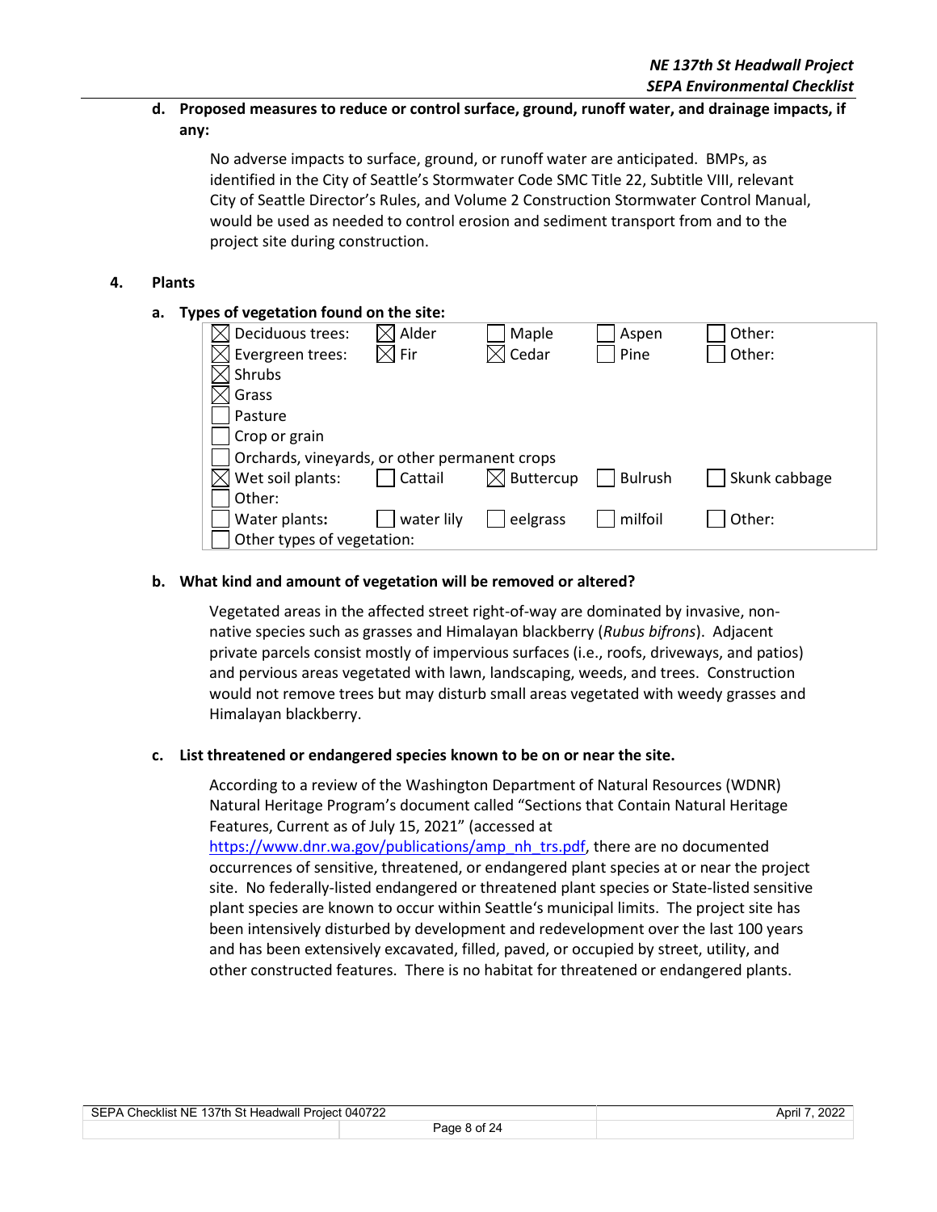**d. Proposed measures to reduce or control surface, ground, runoff water, and drainage impacts, if any:**

No adverse impacts to surface, ground, or runoff water are anticipated. BMPs, as identified in the City of Seattle's Stormwater Code SMC Title 22, Subtitle VIII, relevant City of Seattle Director's Rules, and Volume 2 Construction Stormwater Control Manual, would be used as needed to control erosion and sediment transport from and to the project site during construction.

## 4. Plants

**a. Types of vegetation found on the site:**

| | | | | |
|---|---|---|---|---|
| ☒ Deciduous trees: | ☒ Alder | ☐ Maple | ☐ Aspen | ☐ Other: |
| ☒ Evergreen trees: | ☒ Fir | ☒ Cedar | ☐ Pine | ☐ Other: |
| ☒ Shrubs | | | | |
| ☒ Grass | | | | |
| ☐ Pasture | | | | |
| ☐ Crop or grain | | | | |
| ☐ Orchards, vineyards, or other permanent crops | | | | |
| ☒ Wet soil plants: | ☐ Cattail | ☒ Buttercup | ☐ Bulrush | ☐ Skunk cabbage |
| ☐ Other: | | | | |
| ☐ Water plants: | ☐ water lily | ☐ eelgrass | ☐ milfoil | ☐ Other: |
| ☐ Other types of vegetation: | | | | |

**b. What kind and amount of vegetation will be removed or altered?**

Vegetated areas in the affected street right-of-way are dominated by invasive, non-native species such as grasses and Himalayan blackberry (*Rubus bifrons*). Adjacent private parcels consist mostly of impervious surfaces (i.e., roofs, driveways, and patios) and pervious areas vegetated with lawn, landscaping, weeds, and trees. Construction would not remove trees but may disturb small areas vegetated with weedy grasses and Himalayan blackberry.

**c. List threatened or endangered species known to be on or near the site.**

According to a review of the Washington Department of Natural Resources (WDNR) Natural Heritage Program's document called "Sections that Contain Natural Heritage Features, Current as of July 15, 2021" (accessed at [https://www.dnr.wa.gov/publications/amp_nh_trs.pdf](https://www.dnr.wa.gov/publications/amp_nh_trs.pdf), there are no documented occurrences of sensitive, threatened, or endangered plant species at or near the project site. No federally-listed endangered or threatened plant species or State-listed sensitive plant species are known to occur within Seattle's municipal limits. The project site has been intensively disturbed by development and redevelopment over the last 100 years and has been extensively excavated, filled, paved, or occupied by street, utility, and other constructed features. There is no habitat for threatened or endangered plants.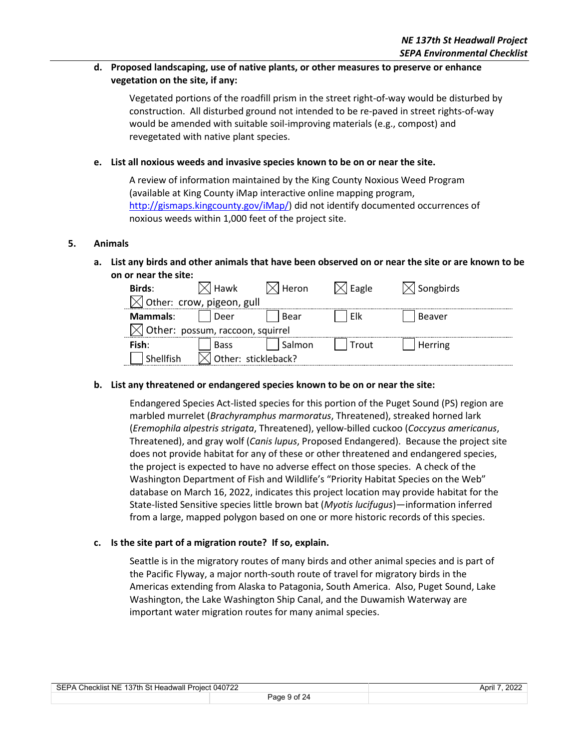**d. Proposed landscaping, use of native plants, or other measures to preserve or enhance vegetation on the site, if any:**

Vegetated portions of the roadfill prism in the street right-of-way would be disturbed by construction. All disturbed ground not intended to be re-paved in street rights-of-way would be amended with suitable soil-improving materials (e.g., compost) and revegetated with native plant species.

**e. List all noxious weeds and invasive species known to be on or near the site.**

A review of information maintained by the King County Noxious Weed Program (available at King County iMap interactive online mapping program, http://gismaps.kingcounty.gov/iMap/) did not identify documented occurrences of noxious weeds within 1,000 feet of the project site.

## 5. Animals

**a. List any birds and other animals that have been observed on or near the site or are known to be on or near the site:**

| | | | | |
|---|---|---|---|---|
| **Birds**: | ☒ Hawk | ☒ Heron | ☒ Eagle | ☒ Songbirds |
| ☒ Other: crow, pigeon, gull | | | | |
| **Mammals**: | ☐ Deer | ☐ Bear | ☐ Elk | ☐ Beaver |
| ☒ Other: possum, raccoon, squirrel | | | | |
| **Fish**: | ☐ Bass | ☐ Salmon | ☐ Trout | ☐ Herring |
| ☐ Shellfish | ☒ Other: stickleback? | | | |

**b. List any threatened or endangered species known to be on or near the site:**

Endangered Species Act-listed species for this portion of the Puget Sound (PS) region are marbled murrelet (*Brachyramphus marmoratus*, Threatened), streaked horned lark (*Eremophila alpestris strigata*, Threatened), yellow-billed cuckoo (*Coccyzus americanus*, Threatened), and gray wolf (*Canis lupus*, Proposed Endangered). Because the project site does not provide habitat for any of these or other threatened and endangered species, the project is expected to have no adverse effect on those species. A check of the Washington Department of Fish and Wildlife's "Priority Habitat Species on the Web" database on March 16, 2022, indicates this project location may provide habitat for the State-listed Sensitive species little brown bat (*Myotis lucifugus*)—information inferred from a large, mapped polygon based on one or more historic records of this species.

**c. Is the site part of a migration route? If so, explain.**

Seattle is in the migratory routes of many birds and other animal species and is part of the Pacific Flyway, a major north-south route of travel for migratory birds in the Americas extending from Alaska to Patagonia, South America. Also, Puget Sound, Lake Washington, the Lake Washington Ship Canal, and the Duwamish Waterway are important water migration routes for many animal species.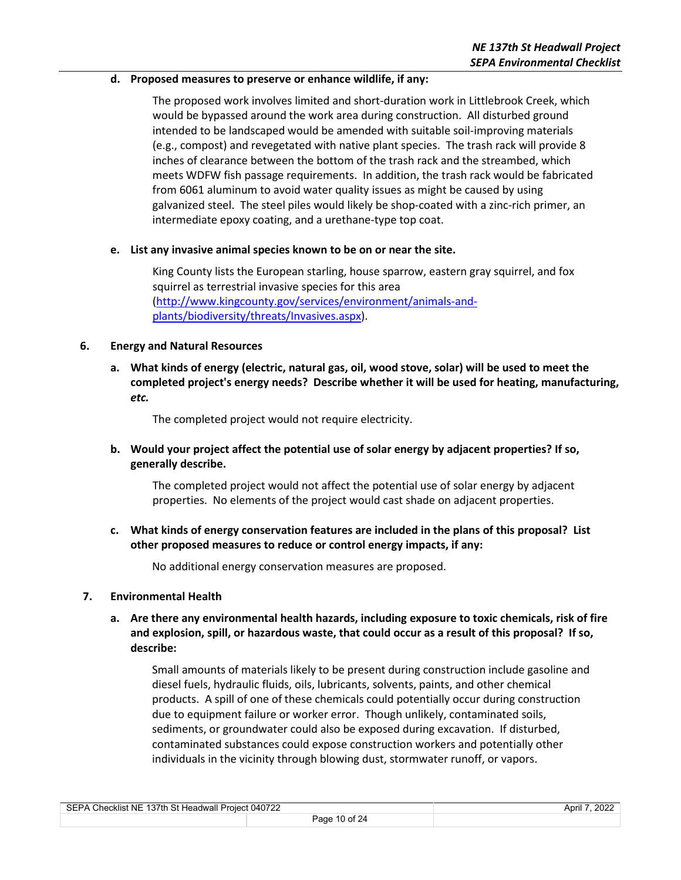**d. Proposed measures to preserve or enhance wildlife, if any:**

The proposed work involves limited and short-duration work in Littlebrook Creek, which would be bypassed around the work area during construction. All disturbed ground intended to be landscaped would be amended with suitable soil-improving materials (e.g., compost) and revegetated with native plant species. The trash rack will provide 8 inches of clearance between the bottom of the trash rack and the streambed, which meets WDFW fish passage requirements. In addition, the trash rack would be fabricated from 6061 aluminum to avoid water quality issues as might be caused by using galvanized steel. The steel piles would likely be shop-coated with a zinc-rich primer, an intermediate epoxy coating, and a urethane-type top coat.

**e. List any invasive animal species known to be on or near the site.**

King County lists the European starling, house sparrow, eastern gray squirrel, and fox squirrel as terrestrial invasive species for this area (http://www.kingcounty.gov/services/environment/animals-and-plants/biodiversity/threats/Invasives.aspx).

## 6. Energy and Natural Resources

**a. What kinds of energy (electric, natural gas, oil, wood stove, solar) will be used to meet the completed project's energy needs? Describe whether it will be used for heating, manufacturing, *etc.***

The completed project would not require electricity.

**b. Would your project affect the potential use of solar energy by adjacent properties? If so, generally describe.**

The completed project would not affect the potential use of solar energy by adjacent properties. No elements of the project would cast shade on adjacent properties.

**c. What kinds of energy conservation features are included in the plans of this proposal? List other proposed measures to reduce or control energy impacts, if any:**

No additional energy conservation measures are proposed.

## 7. Environmental Health

**a. Are there any environmental health hazards, including exposure to toxic chemicals, risk of fire and explosion, spill, or hazardous waste, that could occur as a result of this proposal? If so, describe:**

Small amounts of materials likely to be present during construction include gasoline and diesel fuels, hydraulic fluids, oils, lubricants, solvents, paints, and other chemical products. A spill of one of these chemicals could potentially occur during construction due to equipment failure or worker error. Though unlikely, contaminated soils, sediments, or groundwater could also be exposed during excavation. If disturbed, contaminated substances could expose construction workers and potentially other individuals in the vicinity through blowing dust, stormwater runoff, or vapors.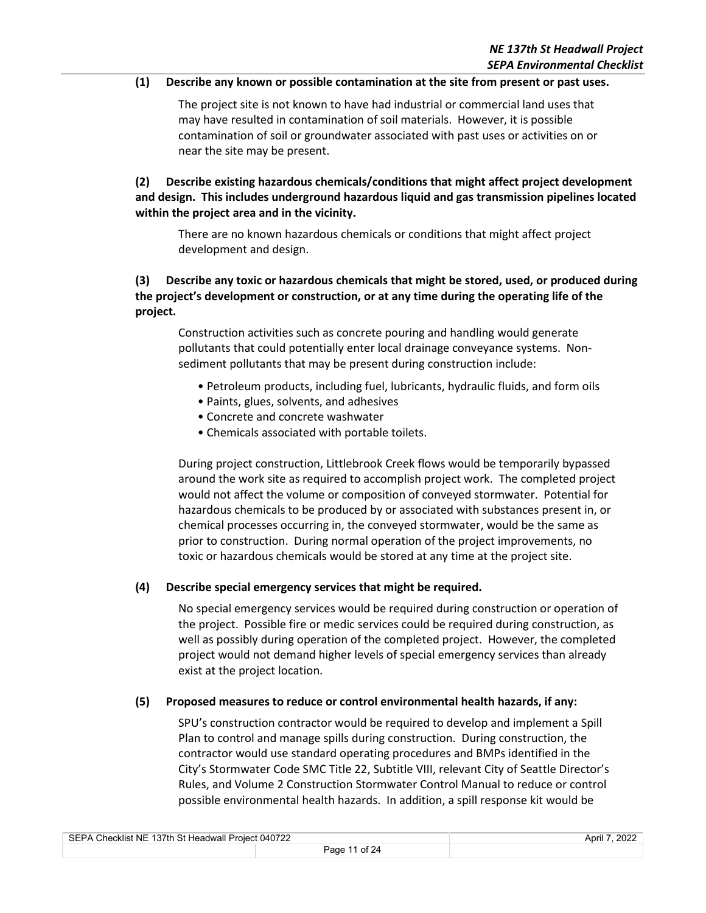**(1) Describe any known or possible contamination at the site from present or past uses.**

The project site is not known to have had industrial or commercial land uses that may have resulted in contamination of soil materials. However, it is possible contamination of soil or groundwater associated with past uses or activities on or near the site may be present.

**(2) Describe existing hazardous chemicals/conditions that might affect project development and design. This includes underground hazardous liquid and gas transmission pipelines located within the project area and in the vicinity.**

There are no known hazardous chemicals or conditions that might affect project development and design.

**(3) Describe any toxic or hazardous chemicals that might be stored, used, or produced during the project's development or construction, or at any time during the operating life of the project.**

Construction activities such as concrete pouring and handling would generate pollutants that could potentially enter local drainage conveyance systems. Non-sediment pollutants that may be present during construction include:

- Petroleum products, including fuel, lubricants, hydraulic fluids, and form oils
- Paints, glues, solvents, and adhesives
- Concrete and concrete washwater
- Chemicals associated with portable toilets.

During project construction, Littlebrook Creek flows would be temporarily bypassed around the work site as required to accomplish project work. The completed project would not affect the volume or composition of conveyed stormwater. Potential for hazardous chemicals to be produced by or associated with substances present in, or chemical processes occurring in, the conveyed stormwater, would be the same as prior to construction. During normal operation of the project improvements, no toxic or hazardous chemicals would be stored at any time at the project site.

**(4) Describe special emergency services that might be required.**

No special emergency services would be required during construction or operation of the project. Possible fire or medic services could be required during construction, as well as possibly during operation of the completed project. However, the completed project would not demand higher levels of special emergency services than already exist at the project location.

**(5) Proposed measures to reduce or control environmental health hazards, if any:**

SPU's construction contractor would be required to develop and implement a Spill Plan to control and manage spills during construction. During construction, the contractor would use standard operating procedures and BMPs identified in the City's Stormwater Code SMC Title 22, Subtitle VIII, relevant City of Seattle Director's Rules, and Volume 2 Construction Stormwater Control Manual to reduce or control possible environmental health hazards. In addition, a spill response kit would be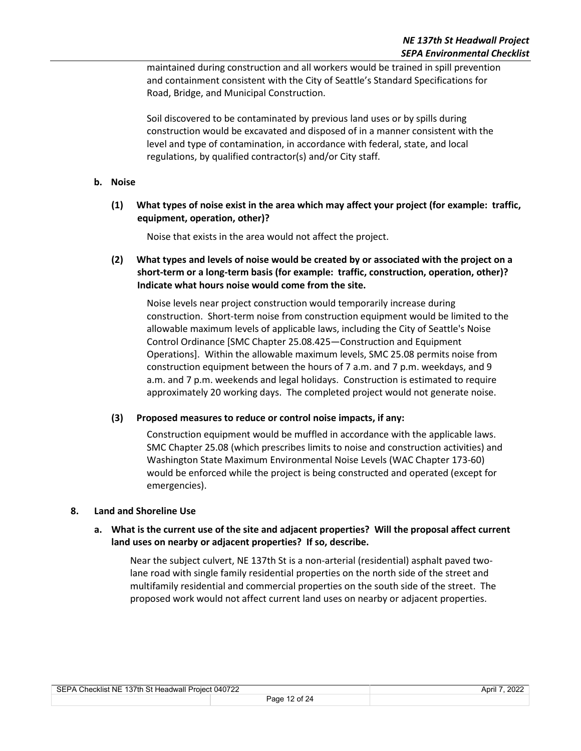maintained during construction and all workers would be trained in spill prevention and containment consistent with the City of Seattle's Standard Specifications for Road, Bridge, and Municipal Construction.

Soil discovered to be contaminated by previous land uses or by spills during construction would be excavated and disposed of in a manner consistent with the level and type of contamination, in accordance with federal, state, and local regulations, by qualified contractor(s) and/or City staff.

### b. Noise

#### (1) What types of noise exist in the area which may affect your project (for example: traffic, equipment, operation, other)?

Noise that exists in the area would not affect the project.

#### (2) What types and levels of noise would be created by or associated with the project on a short-term or a long-term basis (for example: traffic, construction, operation, other)? Indicate what hours noise would come from the site.

Noise levels near project construction would temporarily increase during construction. Short-term noise from construction equipment would be limited to the allowable maximum levels of applicable laws, including the City of Seattle's Noise Control Ordinance [SMC Chapter 25.08.425—Construction and Equipment Operations]. Within the allowable maximum levels, SMC 25.08 permits noise from construction equipment between the hours of 7 a.m. and 7 p.m. weekdays, and 9 a.m. and 7 p.m. weekends and legal holidays. Construction is estimated to require approximately 20 working days. The completed project would not generate noise.

#### (3) Proposed measures to reduce or control noise impacts, if any:

Construction equipment would be muffled in accordance with the applicable laws. SMC Chapter 25.08 (which prescribes limits to noise and construction activities) and Washington State Maximum Environmental Noise Levels (WAC Chapter 173-60) would be enforced while the project is being constructed and operated (except for emergencies).

## 8. Land and Shoreline Use

### a. What is the current use of the site and adjacent properties? Will the proposal affect current land uses on nearby or adjacent properties? If so, describe.

Near the subject culvert, NE 137th St is a non-arterial (residential) asphalt paved two-lane road with single family residential properties on the north side of the street and multifamily residential and commercial properties on the south side of the street. The proposed work would not affect current land uses on nearby or adjacent properties.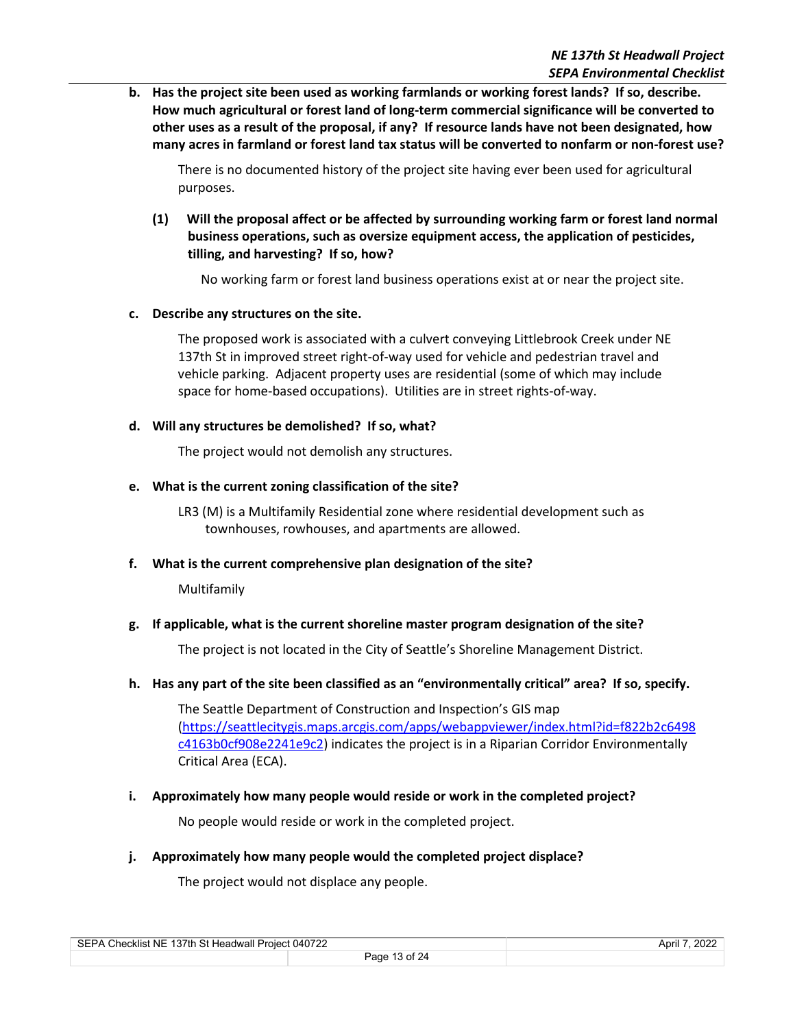**b. Has the project site been used as working farmlands or working forest lands? If so, describe. How much agricultural or forest land of long-term commercial significance will be converted to other uses as a result of the proposal, if any? If resource lands have not been designated, how many acres in farmland or forest land tax status will be converted to nonfarm or non-forest use?**

There is no documented history of the project site having ever been used for agricultural purposes.

**(1) Will the proposal affect or be affected by surrounding working farm or forest land normal business operations, such as oversize equipment access, the application of pesticides, tilling, and harvesting? If so, how?**

No working farm or forest land business operations exist at or near the project site.

**c. Describe any structures on the site.**

The proposed work is associated with a culvert conveying Littlebrook Creek under NE 137th St in improved street right-of-way used for vehicle and pedestrian travel and vehicle parking. Adjacent property uses are residential (some of which may include space for home-based occupations). Utilities are in street rights-of-way.

**d. Will any structures be demolished? If so, what?**

The project would not demolish any structures.

**e. What is the current zoning classification of the site?**

LR3 (M) is a Multifamily Residential zone where residential development such as townhouses, rowhouses, and apartments are allowed.

**f. What is the current comprehensive plan designation of the site?**

Multifamily

**g. If applicable, what is the current shoreline master program designation of the site?**

The project is not located in the City of Seattle's Shoreline Management District.

**h. Has any part of the site been classified as an "environmentally critical" area? If so, specify.**

The Seattle Department of Construction and Inspection's GIS map (https://seattlecitygis.maps.arcgis.com/apps/webappviewer/index.html?id=f822b2c6498c4163b0cf908e2241e9c2) indicates the project is in a Riparian Corridor Environmentally Critical Area (ECA).

**i. Approximately how many people would reside or work in the completed project?**

No people would reside or work in the completed project.

**j. Approximately how many people would the completed project displace?**

The project would not displace any people.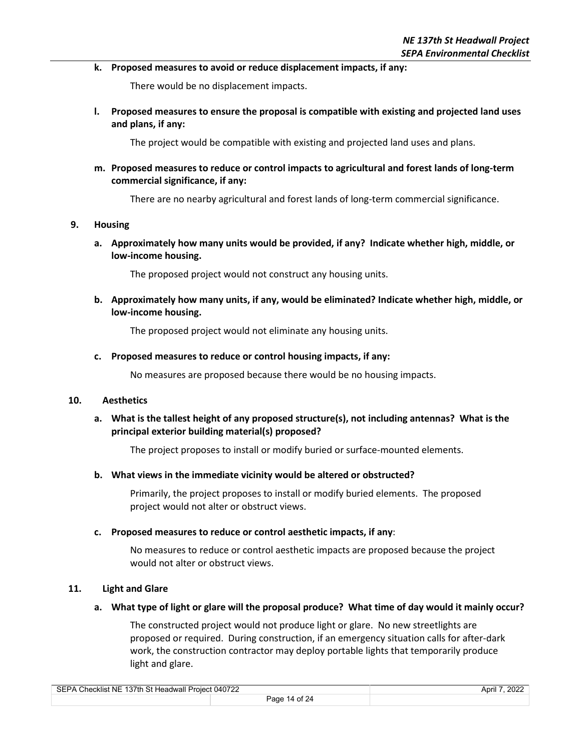**k. Proposed measures to avoid or reduce displacement impacts, if any:**

There would be no displacement impacts.

**l. Proposed measures to ensure the proposal is compatible with existing and projected land uses and plans, if any:**

The project would be compatible with existing and projected land uses and plans.

**m. Proposed measures to reduce or control impacts to agricultural and forest lands of long-term commercial significance, if any:**

There are no nearby agricultural and forest lands of long-term commercial significance.

## 9. Housing

**a. Approximately how many units would be provided, if any? Indicate whether high, middle, or low-income housing.**

The proposed project would not construct any housing units.

**b. Approximately how many units, if any, would be eliminated? Indicate whether high, middle, or low-income housing.**

The proposed project would not eliminate any housing units.

**c. Proposed measures to reduce or control housing impacts, if any:**

No measures are proposed because there would be no housing impacts.

## 10. Aesthetics

**a. What is the tallest height of any proposed structure(s), not including antennas? What is the principal exterior building material(s) proposed?**

The project proposes to install or modify buried or surface-mounted elements.

**b. What views in the immediate vicinity would be altered or obstructed?**

Primarily, the project proposes to install or modify buried elements. The proposed project would not alter or obstruct views.

**c. Proposed measures to reduce or control aesthetic impacts, if any**:

No measures to reduce or control aesthetic impacts are proposed because the project would not alter or obstruct views.

## 11. Light and Glare

**a. What type of light or glare will the proposal produce? What time of day would it mainly occur?**

The constructed project would not produce light or glare. No new streetlights are proposed or required. During construction, if an emergency situation calls for after-dark work, the construction contractor may deploy portable lights that temporarily produce light and glare.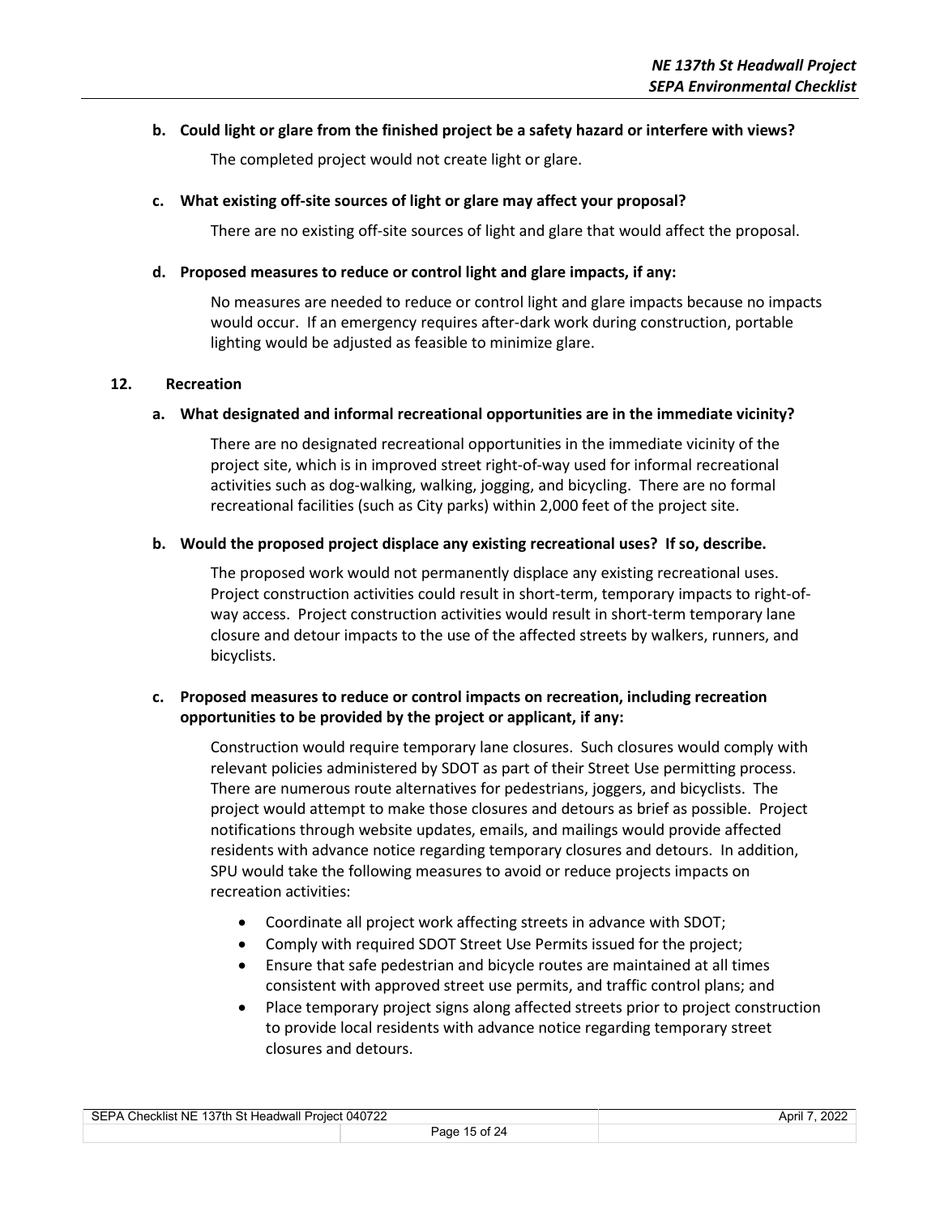**b. Could light or glare from the finished project be a safety hazard or interfere with views?**

The completed project would not create light or glare.

**c. What existing off-site sources of light or glare may affect your proposal?**

There are no existing off-site sources of light and glare that would affect the proposal.

**d. Proposed measures to reduce or control light and glare impacts, if any:**

No measures are needed to reduce or control light and glare impacts because no impacts would occur. If an emergency requires after-dark work during construction, portable lighting would be adjusted as feasible to minimize glare.

## 12. Recreation

**a. What designated and informal recreational opportunities are in the immediate vicinity?**

There are no designated recreational opportunities in the immediate vicinity of the project site, which is in improved street right-of-way used for informal recreational activities such as dog-walking, walking, jogging, and bicycling. There are no formal recreational facilities (such as City parks) within 2,000 feet of the project site.

**b. Would the proposed project displace any existing recreational uses? If so, describe.**

The proposed work would not permanently displace any existing recreational uses. Project construction activities could result in short-term, temporary impacts to right-of-way access. Project construction activities would result in short-term temporary lane closure and detour impacts to the use of the affected streets by walkers, runners, and bicyclists.

**c. Proposed measures to reduce or control impacts on recreation, including recreation opportunities to be provided by the project or applicant, if any:**

Construction would require temporary lane closures. Such closures would comply with relevant policies administered by SDOT as part of their Street Use permitting process. There are numerous route alternatives for pedestrians, joggers, and bicyclists. The project would attempt to make those closures and detours as brief as possible. Project notifications through website updates, emails, and mailings would provide affected residents with advance notice regarding temporary closures and detours. In addition, SPU would take the following measures to avoid or reduce projects impacts on recreation activities:

- Coordinate all project work affecting streets in advance with SDOT;
- Comply with required SDOT Street Use Permits issued for the project;
- Ensure that safe pedestrian and bicycle routes are maintained at all times consistent with approved street use permits, and traffic control plans; and
- Place temporary project signs along affected streets prior to project construction to provide local residents with advance notice regarding temporary street closures and detours.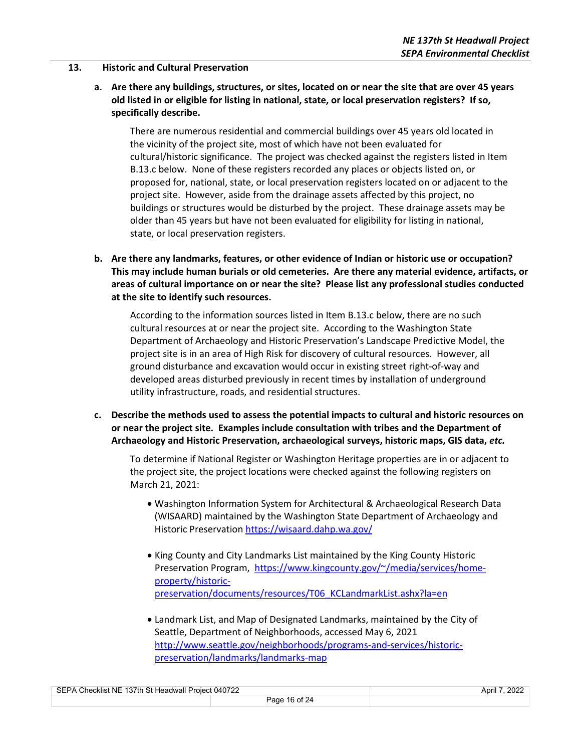**13. Historic and Cultural Preservation**

**a. Are there any buildings, structures, or sites, located on or near the site that are over 45 years old listed in or eligible for listing in national, state, or local preservation registers? If so, specifically describe.**

There are numerous residential and commercial buildings over 45 years old located in the vicinity of the project site, most of which have not been evaluated for cultural/historic significance. The project was checked against the registers listed in Item B.13.c below. None of these registers recorded any places or objects listed on, or proposed for, national, state, or local preservation registers located on or adjacent to the project site. However, aside from the drainage assets affected by this project, no buildings or structures would be disturbed by the project. These drainage assets may be older than 45 years but have not been evaluated for eligibility for listing in national, state, or local preservation registers.

**b. Are there any landmarks, features, or other evidence of Indian or historic use or occupation? This may include human burials or old cemeteries. Are there any material evidence, artifacts, or areas of cultural importance on or near the site? Please list any professional studies conducted at the site to identify such resources.**

According to the information sources listed in Item B.13.c below, there are no such cultural resources at or near the project site. According to the Washington State Department of Archaeology and Historic Preservation's Landscape Predictive Model, the project site is in an area of High Risk for discovery of cultural resources. However, all ground disturbance and excavation would occur in existing street right-of-way and developed areas disturbed previously in recent times by installation of underground utility infrastructure, roads, and residential structures.

**c. Describe the methods used to assess the potential impacts to cultural and historic resources on or near the project site. Examples include consultation with tribes and the Department of Archaeology and Historic Preservation, archaeological surveys, historic maps, GIS data, *etc.***

To determine if National Register or Washington Heritage properties are in or adjacent to the project site, the project locations were checked against the following registers on March 21, 2021:

- Washington Information System for Architectural & Archaeological Research Data (WISAARD) maintained by the Washington State Department of Archaeology and Historic Preservation https://wisaard.dahp.wa.gov/

- King County and City Landmarks List maintained by the King County Historic Preservation Program, https://www.kingcounty.gov/~/media/services/home-property/historic-preservation/documents/resources/T06_KCLandmarkList.ashx?la=en

- Landmark List, and Map of Designated Landmarks, maintained by the City of Seattle, Department of Neighborhoods, accessed May 6, 2021 http://www.seattle.gov/neighborhoods/programs-and-services/historic-preservation/landmarks/landmarks-map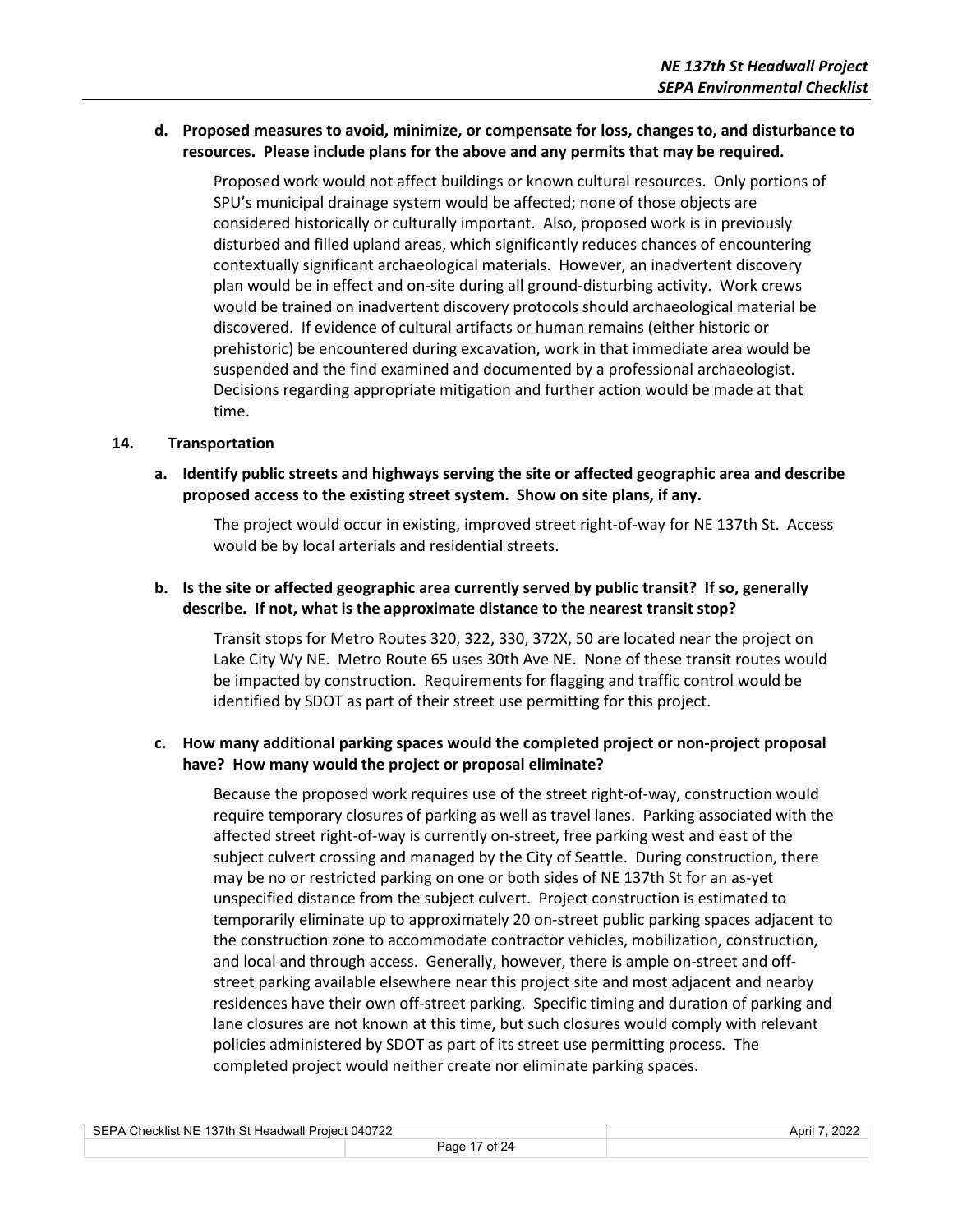**d. Proposed measures to avoid, minimize, or compensate for loss, changes to, and disturbance to resources. Please include plans for the above and any permits that may be required.**

Proposed work would not affect buildings or known cultural resources. Only portions of SPU's municipal drainage system would be affected; none of those objects are considered historically or culturally important. Also, proposed work is in previously disturbed and filled upland areas, which significantly reduces chances of encountering contextually significant archaeological materials. However, an inadvertent discovery plan would be in effect and on-site during all ground-disturbing activity. Work crews would be trained on inadvertent discovery protocols should archaeological material be discovered. If evidence of cultural artifacts or human remains (either historic or prehistoric) be encountered during excavation, work in that immediate area would be suspended and the find examined and documented by a professional archaeologist. Decisions regarding appropriate mitigation and further action would be made at that time.

## 14. Transportation

**a. Identify public streets and highways serving the site or affected geographic area and describe proposed access to the existing street system. Show on site plans, if any.**

The project would occur in existing, improved street right-of-way for NE 137th St. Access would be by local arterials and residential streets.

**b. Is the site or affected geographic area currently served by public transit? If so, generally describe. If not, what is the approximate distance to the nearest transit stop?**

Transit stops for Metro Routes 320, 322, 330, 372X, 50 are located near the project on Lake City Wy NE. Metro Route 65 uses 30th Ave NE. None of these transit routes would be impacted by construction. Requirements for flagging and traffic control would be identified by SDOT as part of their street use permitting for this project.

**c. How many additional parking spaces would the completed project or non-project proposal have? How many would the project or proposal eliminate?**

Because the proposed work requires use of the street right-of-way, construction would require temporary closures of parking as well as travel lanes. Parking associated with the affected street right-of-way is currently on-street, free parking west and east of the subject culvert crossing and managed by the City of Seattle. During construction, there may be no or restricted parking on one or both sides of NE 137th St for an as-yet unspecified distance from the subject culvert. Project construction is estimated to temporarily eliminate up to approximately 20 on-street public parking spaces adjacent to the construction zone to accommodate contractor vehicles, mobilization, construction, and local and through access. Generally, however, there is ample on-street and off-street parking available elsewhere near this project site and most adjacent and nearby residences have their own off-street parking. Specific timing and duration of parking and lane closures are not known at this time, but such closures would comply with relevant policies administered by SDOT as part of its street use permitting process. The completed project would neither create nor eliminate parking spaces.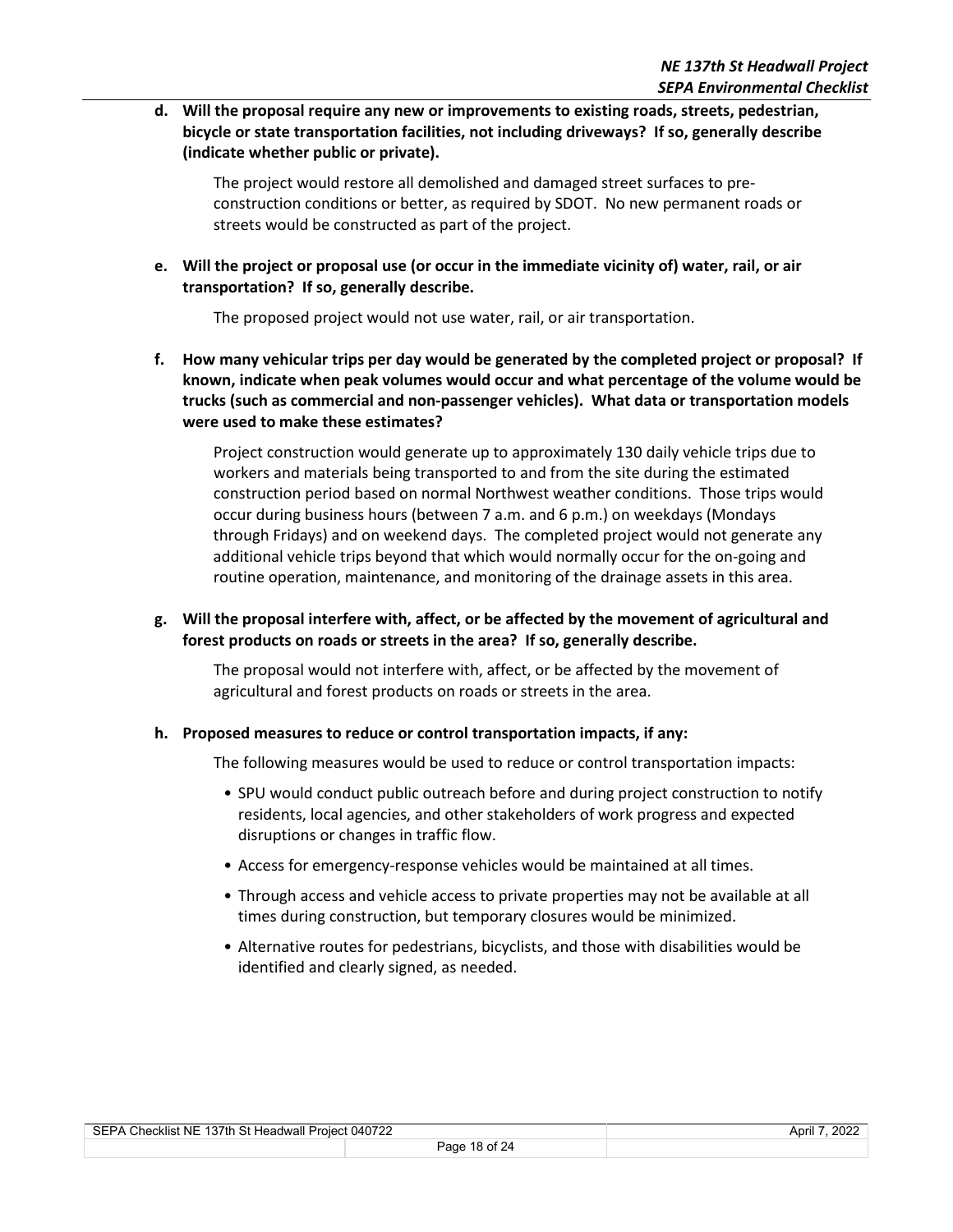**d. Will the proposal require any new or improvements to existing roads, streets, pedestrian, bicycle or state transportation facilities, not including driveways? If so, generally describe (indicate whether public or private).**

The project would restore all demolished and damaged street surfaces to pre-construction conditions or better, as required by SDOT. No new permanent roads or streets would be constructed as part of the project.

**e. Will the project or proposal use (or occur in the immediate vicinity of) water, rail, or air transportation? If so, generally describe.**

The proposed project would not use water, rail, or air transportation.

**f. How many vehicular trips per day would be generated by the completed project or proposal? If known, indicate when peak volumes would occur and what percentage of the volume would be trucks (such as commercial and non-passenger vehicles). What data or transportation models were used to make these estimates?**

Project construction would generate up to approximately 130 daily vehicle trips due to workers and materials being transported to and from the site during the estimated construction period based on normal Northwest weather conditions. Those trips would occur during business hours (between 7 a.m. and 6 p.m.) on weekdays (Mondays through Fridays) and on weekend days. The completed project would not generate any additional vehicle trips beyond that which would normally occur for the on-going and routine operation, maintenance, and monitoring of the drainage assets in this area.

**g. Will the proposal interfere with, affect, or be affected by the movement of agricultural and forest products on roads or streets in the area? If so, generally describe.**

The proposal would not interfere with, affect, or be affected by the movement of agricultural and forest products on roads or streets in the area.

**h. Proposed measures to reduce or control transportation impacts, if any:**

The following measures would be used to reduce or control transportation impacts:

- SPU would conduct public outreach before and during project construction to notify residents, local agencies, and other stakeholders of work progress and expected disruptions or changes in traffic flow.
- Access for emergency-response vehicles would be maintained at all times.
- Through access and vehicle access to private properties may not be available at all times during construction, but temporary closures would be minimized.
- Alternative routes for pedestrians, bicyclists, and those with disabilities would be identified and clearly signed, as needed.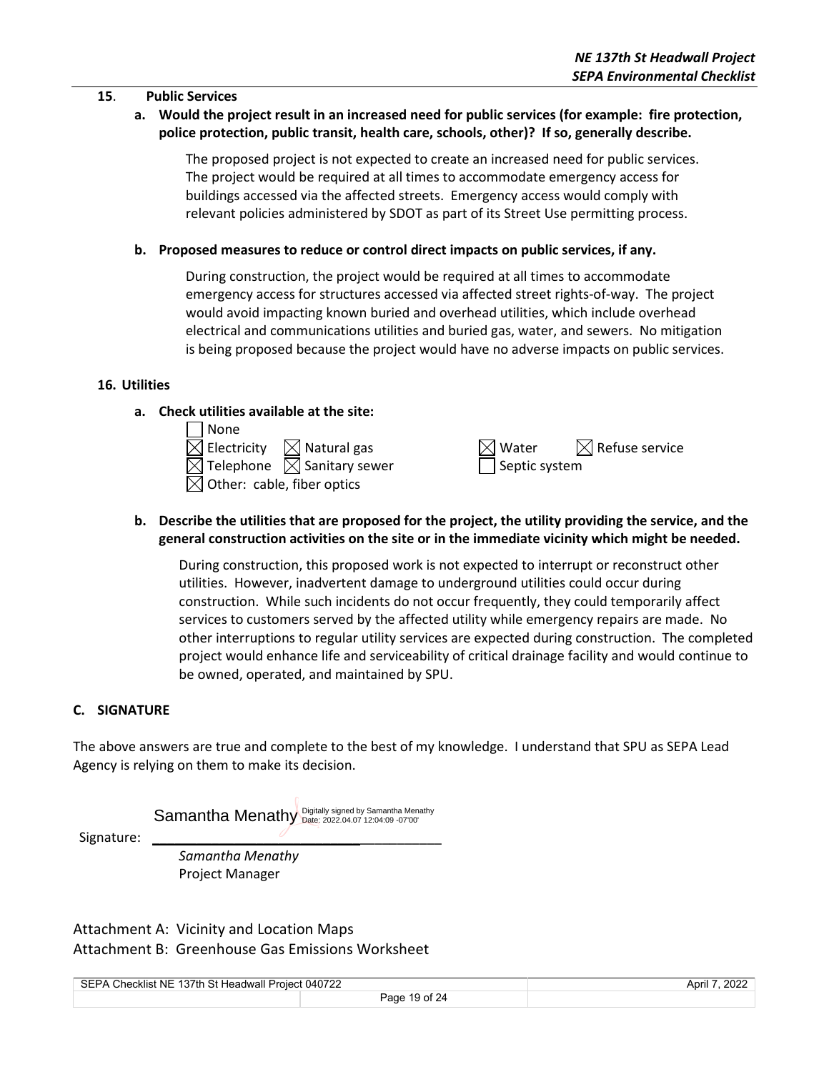### 15. Public Services

**a. Would the project result in an increased need for public services (for example: fire protection, police protection, public transit, health care, schools, other)? If so, generally describe.**

The proposed project is not expected to create an increased need for public services. The project would be required at all times to accommodate emergency access for buildings accessed via the affected streets. Emergency access would comply with relevant policies administered by SDOT as part of its Street Use permitting process.

**b. Proposed measures to reduce or control direct impacts on public services, if any.**

During construction, the project would be required at all times to accommodate emergency access for structures accessed via affected street rights-of-way. The project would avoid impacting known buried and overhead utilities, which include overhead electrical and communications utilities and buried gas, water, and sewers. No mitigation is being proposed because the project would have no adverse impacts on public services.

### 16. Utilities

**a. Check utilities available at the site:**

- ☐ None
- ☒ Electricity
- ☒ Natural gas
- ☒ Water
- ☒ Refuse service
- ☒ Telephone
- ☒ Sanitary sewer
- ☐ Septic system
- ☒ Other: cable, fiber optics

**b. Describe the utilities that are proposed for the project, the utility providing the service, and the general construction activities on the site or in the immediate vicinity which might be needed.**

During construction, this proposed work is not expected to interrupt or reconstruct other utilities. However, inadvertent damage to underground utilities could occur during construction. While such incidents do not occur frequently, they could temporarily affect services to customers served by the affected utility while emergency repairs are made. No other interruptions to regular utility services are expected during construction. The completed project would enhance life and serviceability of critical drainage facility and would continue to be owned, operated, and maintained by SPU.

## C. SIGNATURE

The above answers are true and complete to the best of my knowledge. I understand that SPU as SEPA Lead Agency is relying on them to make its decision.

Signature: Samantha Menathy (Digitally signed by Samantha Menathy Date: 2022.04.07 12:04:09 -07'00')

*Samantha Menathy*
Project Manager

Attachment A: Vicinity and Location Maps
Attachment B: Greenhouse Gas Emissions Worksheet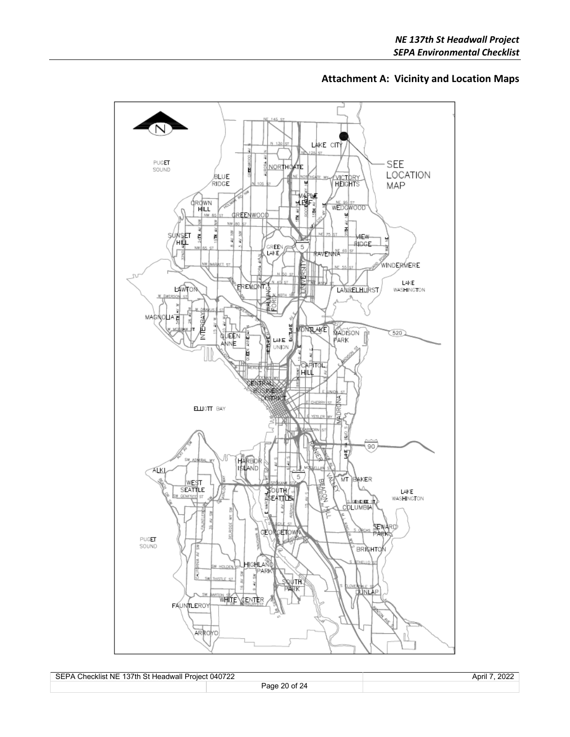## Attachment A: Vicinity and Location Maps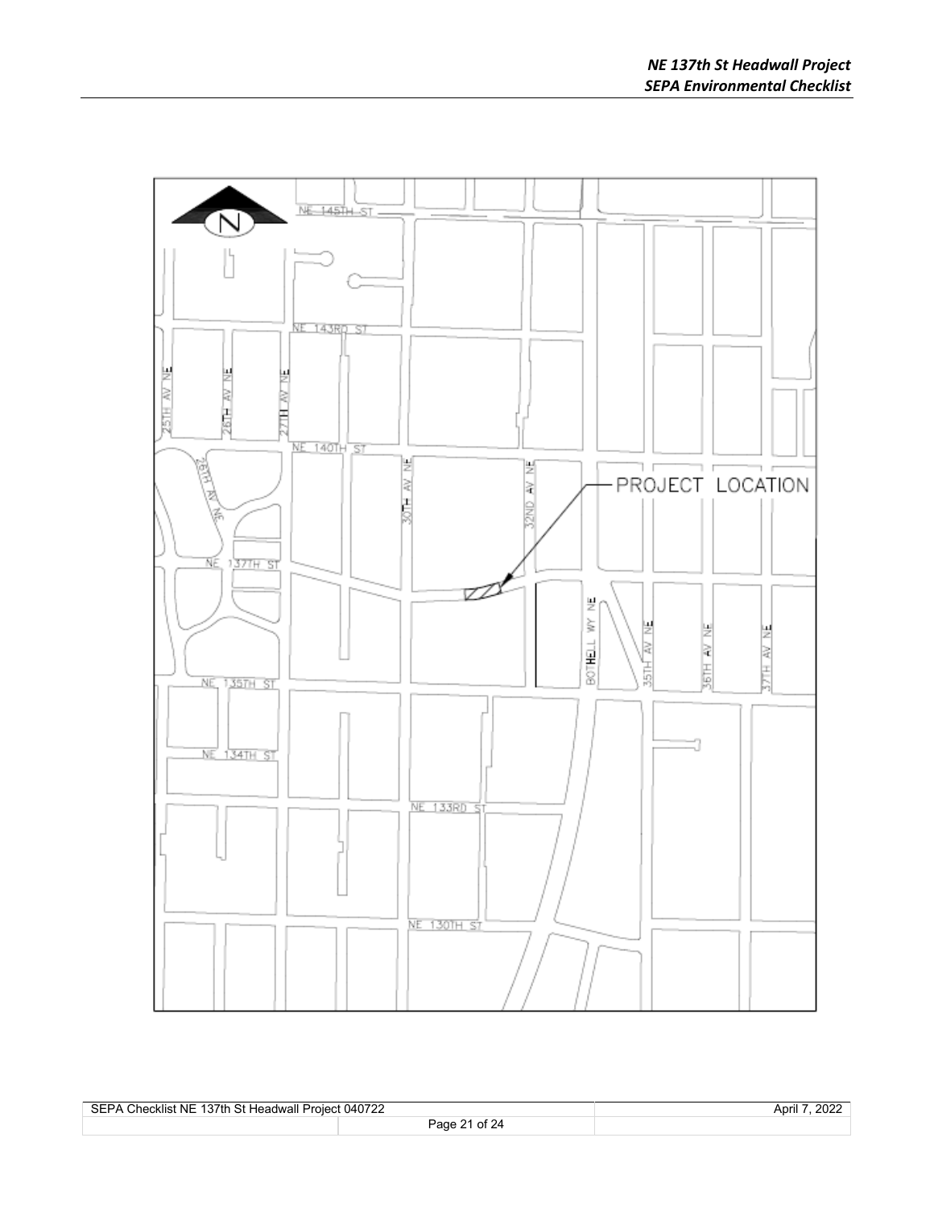NE 145TH ST

NE 143RD ST

25TH AV NE

26TH AV NE

27TH AV NE

NE 140TH ST

26TH AV NE

30TH AV NE

32ND AV NE

PROJECT LOCATION

NE 137TH ST

BOTHELL WY NE

35TH AV NE

36TH AV NE

37TH AV NE

NE 135TH ST

NE 134TH ST

NE 133RD ST

NE 130TH ST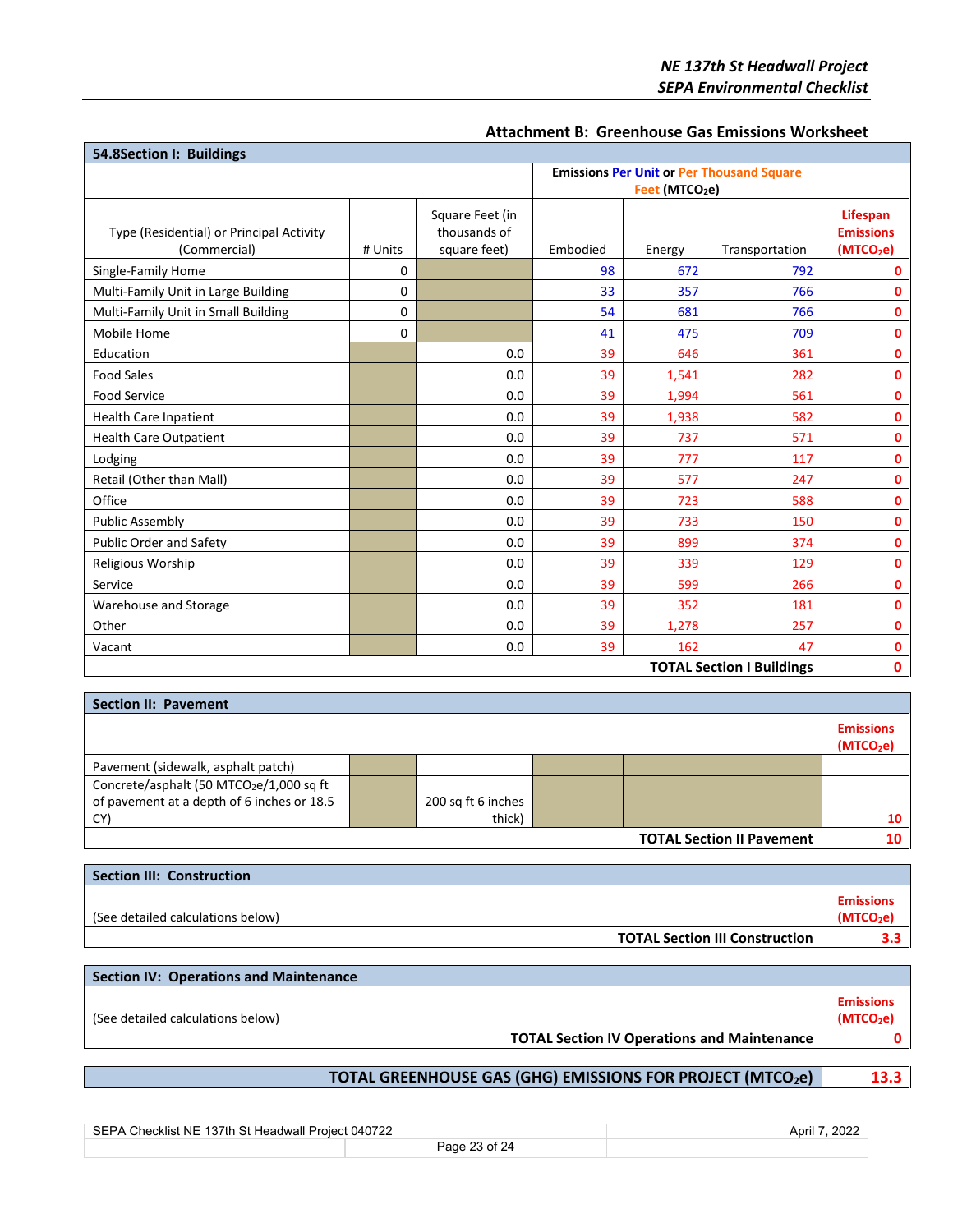## Attachment B: Greenhouse Gas Emissions Worksheet

| 54.8Section I: Buildings | | | | | | |
|---|---|---|---|---|---|---|
| | | | Emissions Per Unit or Per Thousand Square Feet (MTCO₂e) | | | |
| Type (Residential) or Principal Activity (Commercial) | # Units | Square Feet (in thousands of square feet) | Embodied | Energy | Transportation | Lifespan Emissions (MTCO₂e) |
| Single-Family Home | 0 | | 98 | 672 | 792 | 0 |
| Multi-Family Unit in Large Building | 0 | | 33 | 357 | 766 | 0 |
| Multi-Family Unit in Small Building | 0 | | 54 | 681 | 766 | 0 |
| Mobile Home | 0 | | 41 | 475 | 709 | 0 |
| Education | | 0.0 | 39 | 646 | 361 | 0 |
| Food Sales | | 0.0 | 39 | 1,541 | 282 | 0 |
| Food Service | | 0.0 | 39 | 1,994 | 561 | 0 |
| Health Care Inpatient | | 0.0 | 39 | 1,938 | 582 | 0 |
| Health Care Outpatient | | 0.0 | 39 | 737 | 571 | 0 |
| Lodging | | 0.0 | 39 | 777 | 117 | 0 |
| Retail (Other than Mall) | | 0.0 | 39 | 577 | 247 | 0 |
| Office | | 0.0 | 39 | 723 | 588 | 0 |
| Public Assembly | | 0.0 | 39 | 733 | 150 | 0 |
| Public Order and Safety | | 0.0 | 39 | 899 | 374 | 0 |
| Religious Worship | | 0.0 | 39 | 339 | 129 | 0 |
| Service | | 0.0 | 39 | 599 | 266 | 0 |
| Warehouse and Storage | | 0.0 | 39 | 352 | 181 | 0 |
| Other | | 0.0 | 39 | 1,278 | 257 | 0 |
| Vacant | | 0.0 | 39 | 162 | 47 | 0 |
| | | | | | **TOTAL Section I Buildings** | **0** |

| Section II: Pavement | | | |
|---|---|---|---|
| | | | Emissions ($MTCO_2e$) |
| Pavement (sidewalk, asphalt patch) | | | |
| Concrete/asphalt (50 $MTCO_2e$/1,000 sq ft of pavement at a depth of 6 inches or 18.5 CY) | | 200 sq ft 6 inches thick) | 10 |
| | | **TOTAL Section II Pavement** | **10** |

| Section III: Construction | |
|---|---|
| (See detailed calculations below) | Emissions ($MTCO_2e$) |
| **TOTAL Section III Construction** | **3.3** |

| Section IV: Operations and Maintenance | |
|---|---|
| (See detailed calculations below) | Emissions ($MTCO_2e$) |
| **TOTAL Section IV Operations and Maintenance** | **0** |

| TOTAL GREENHOUSE GAS (GHG) EMISSIONS FOR PROJECT ($MTCO_2e$) | 13.3 |
|---|---|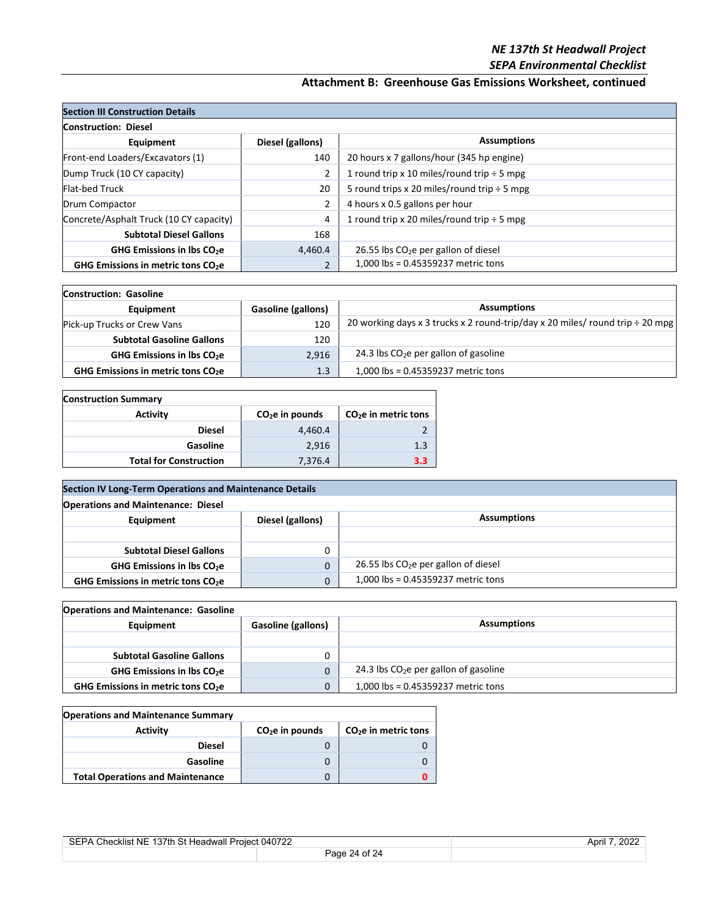## Attachment B: Greenhouse Gas Emissions Worksheet, continued

| Section III Construction Details | | |
|---|---|---|
| **Construction: Diesel** | | |
| **Equipment** | **Diesel (gallons)** | **Assumptions** |
| Front-end Loaders/Excavators (1) | 140 | 20 hours x 7 gallons/hour (345 hp engine) |
| Dump Truck (10 CY capacity) | 2 | 1 round trip x 10 miles/round trip ÷ 5 mpg |
| Flat-bed Truck | 20 | 5 round trips x 20 miles/round trip ÷ 5 mpg |
| Drum Compactor | 2 | 4 hours x 0.5 gallons per hour |
| Concrete/Asphalt Truck (10 CY capacity) | 4 | 1 round trip x 20 miles/round trip ÷ 5 mpg |
| **Subtotal Diesel Gallons** | 168 | |
| **GHG Emissions in lbs $CO_2e$** | 4,460.4 | 26.55 lbs $CO_2e$ per gallon of diesel |
| **GHG Emissions in metric tons $CO_2e$** | 2 | 1,000 lbs = 0.45359237 metric tons |

| Construction: Gasoline | | |
|---|---|---|
| **Equipment** | **Gasoline (gallons)** | **Assumptions** |
| Pick-up Trucks or Crew Vans | 120 | 20 working days x 3 trucks x 2 round-trip/day x 20 miles/ round trip ÷ 20 mpg |
| **Subtotal Gasoline Gallons** | 120 | |
| **GHG Emissions in lbs $CO_2e$** | 2,916 | 24.3 lbs $CO_2e$ per gallon of gasoline |
| **GHG Emissions in metric tons $CO_2e$** | 1.3 | 1,000 lbs = 0.45359237 metric tons |

| Construction Summary | | |
|---|---|---|
| **Activity** | **$CO_2e$ in pounds** | **$CO_2e$ in metric tons** |
| **Diesel** | 4,460.4 | 2 |
| **Gasoline** | 2,916 | 1.3 |
| **Total for Construction** | 7,376.4 | **3.3** |

| Section IV Long-Term Operations and Maintenance Details | | |
|---|---|---|
| **Operations and Maintenance: Diesel** | | |
| **Equipment** | **Diesel (gallons)** | **Assumptions** |
| | | |
| **Subtotal Diesel Gallons** | 0 | |
| **GHG Emissions in lbs $CO_2e$** | 0 | 26.55 lbs $CO_2e$ per gallon of diesel |
| **GHG Emissions in metric tons $CO_2e$** | 0 | 1,000 lbs = 0.45359237 metric tons |

| Operations and Maintenance: Gasoline | | |
|---|---|---|
| **Equipment** | **Gasoline (gallons)** | **Assumptions** |
| | | |
| **Subtotal Gasoline Gallons** | 0 | |
| **GHG Emissions in lbs $CO_2e$** | 0 | 24.3 lbs $CO_2e$ per gallon of gasoline |
| **GHG Emissions in metric tons $CO_2e$** | 0 | 1,000 lbs = 0.45359237 metric tons |

| Operations and Maintenance Summary | | |
|---|---|---|
| **Activity** | **$CO_2e$ in pounds** | **$CO_2e$ in metric tons** |
| **Diesel** | 0 | 0 |
| **Gasoline** | 0 | 0 |
| **Total Operations and Maintenance** | 0 | **0** |